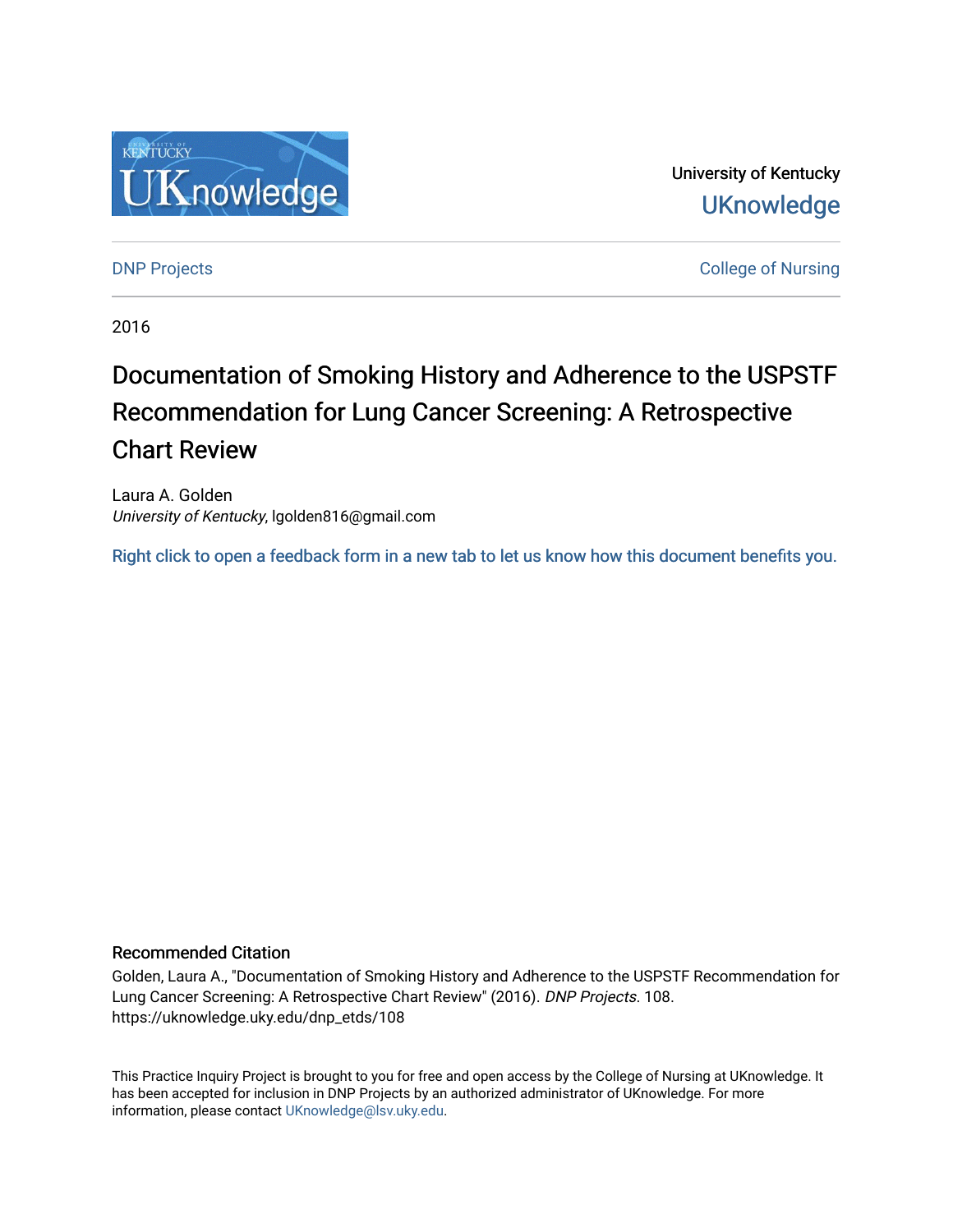University of Kentucky
UKnowledge

DNP Projects

College of Nursing

2016

# Documentation of Smoking History and Adherence to the USPSTF Recommendation for Lung Cancer Screening: A Retrospective Chart Review

Laura A. Golden
*University of Kentucky*, lgolden816@gmail.com

Right click to open a feedback form in a new tab to let us know how this document benefits you.

### Recommended Citation

Golden, Laura A., "Documentation of Smoking History and Adherence to the USPSTF Recommendation for Lung Cancer Screening: A Retrospective Chart Review" (2016). *DNP Projects*. 108.
https://uknowledge.uky.edu/dnp_etds/108

This Practice Inquiry Project is brought to you for free and open access by the College of Nursing at UKnowledge. It has been accepted for inclusion in DNP Projects by an authorized administrator of UKnowledge. For more information, please contact UKnowledge@lsv.uky.edu.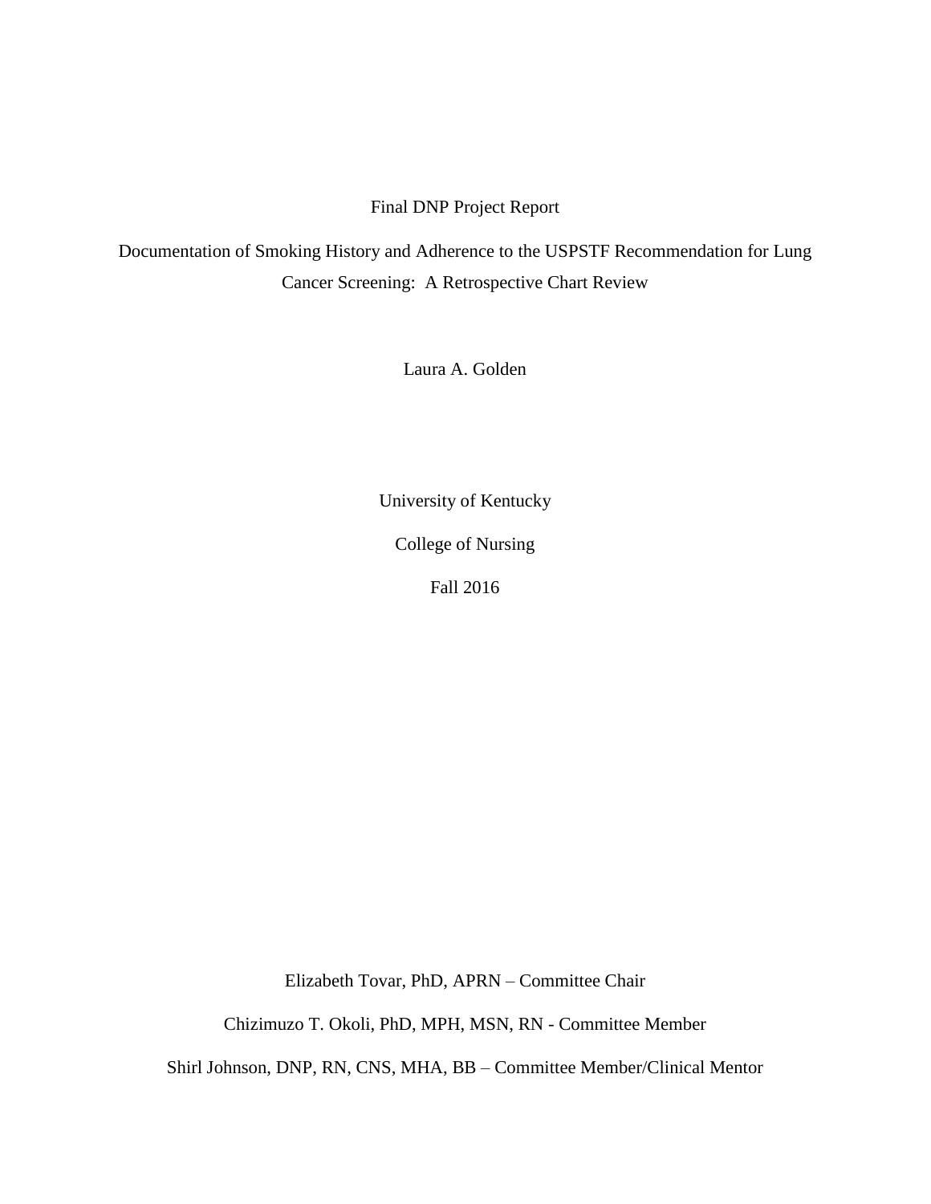Final DNP Project Report

# Documentation of Smoking History and Adherence to the USPSTF Recommendation for Lung Cancer Screening: A Retrospective Chart Review

Laura A. Golden

University of Kentucky

College of Nursing

Fall 2016

Elizabeth Tovar, PhD, APRN – Committee Chair

Chizimuzo T. Okoli, PhD, MPH, MSN, RN - Committee Member

Shirl Johnson, DNP, RN, CNS, MHA, BB – Committee Member/Clinical Mentor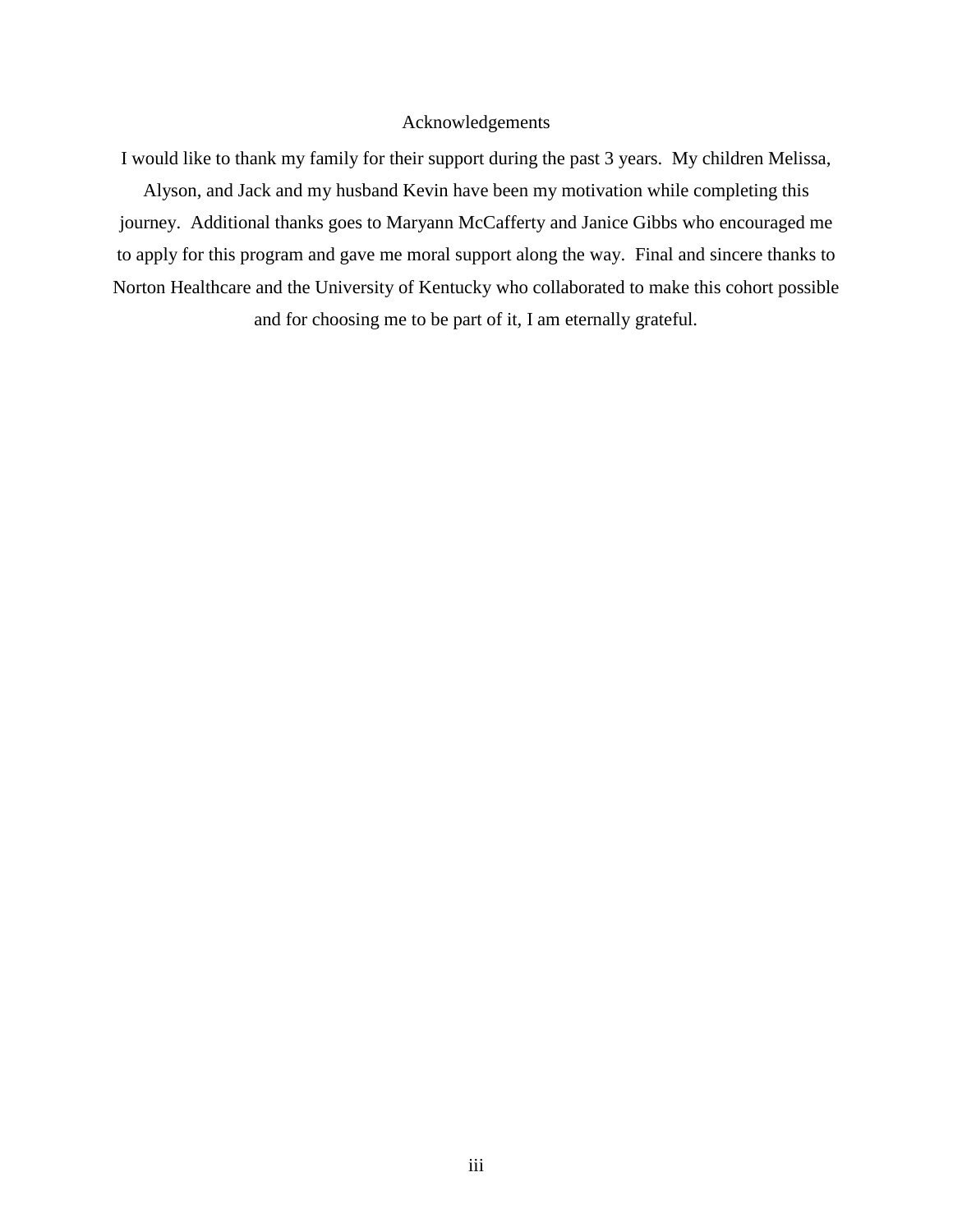# Acknowledgements

I would like to thank my family for their support during the past 3 years. My children Melissa, Alyson, and Jack and my husband Kevin have been my motivation while completing this journey. Additional thanks goes to Maryann McCafferty and Janice Gibbs who encouraged me to apply for this program and gave me moral support along the way. Final and sincere thanks to Norton Healthcare and the University of Kentucky who collaborated to make this cohort possible and for choosing me to be part of it, I am eternally grateful.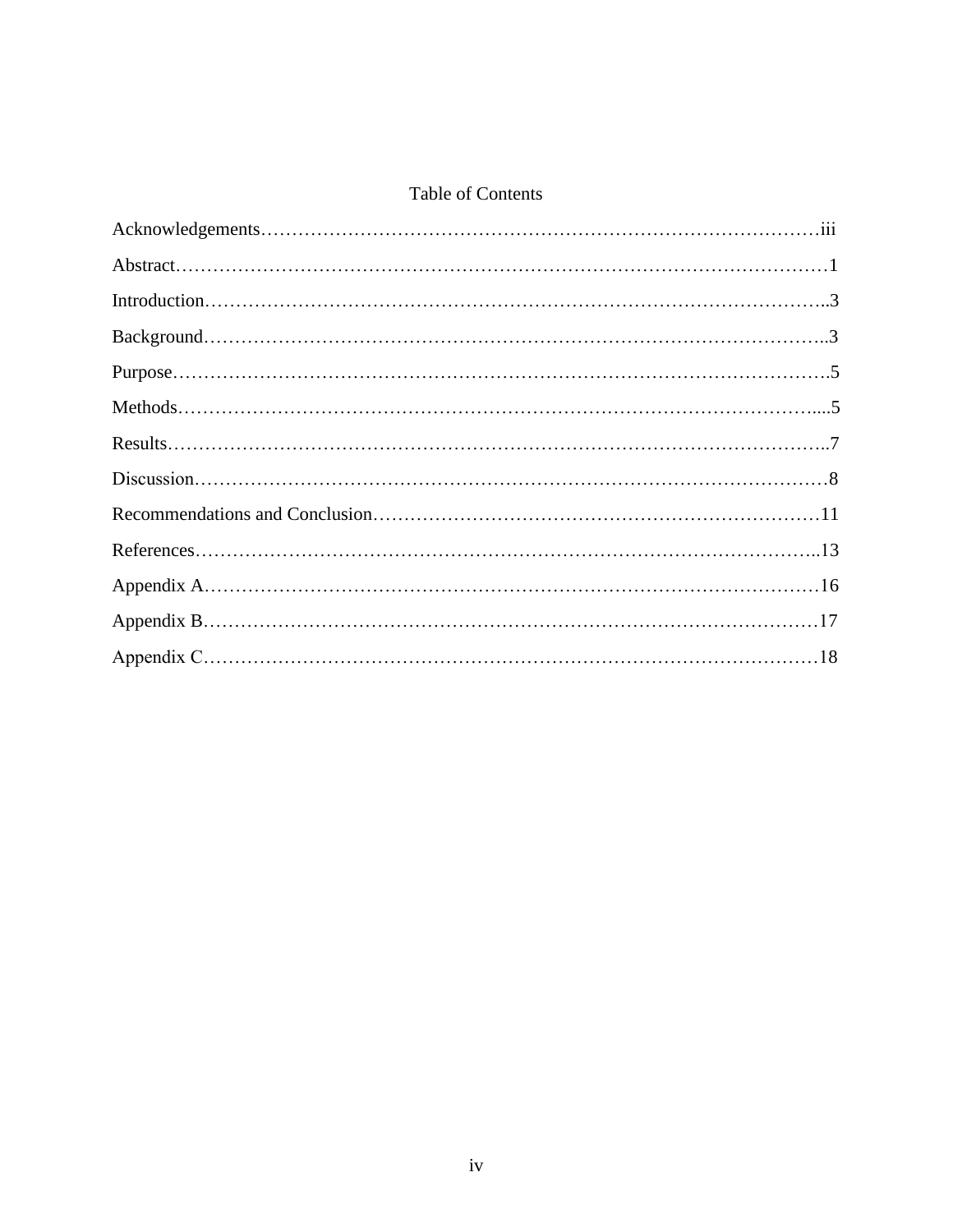# Table of Contents

Acknowledgements……………………………………………………………………………iii

Abstract………………………………………………………………………………………1

Introduction…………………………………………………………………………………..3

Background…………………………………………………………………………………..3

Purpose……………………………………………………………………………………….5

Methods……………………………………………………………………………………....5

Results………………………………………………………………………………………..7

Discussion……………………………………………………………………………………8

Recommendations and Conclusion…………………………………………………………11

References…………………………………………………………………………………..13

Appendix A…………………………………………………………………………………16

Appendix B…………………………………………………………………………………17

Appendix C…………………………………………………………………………………18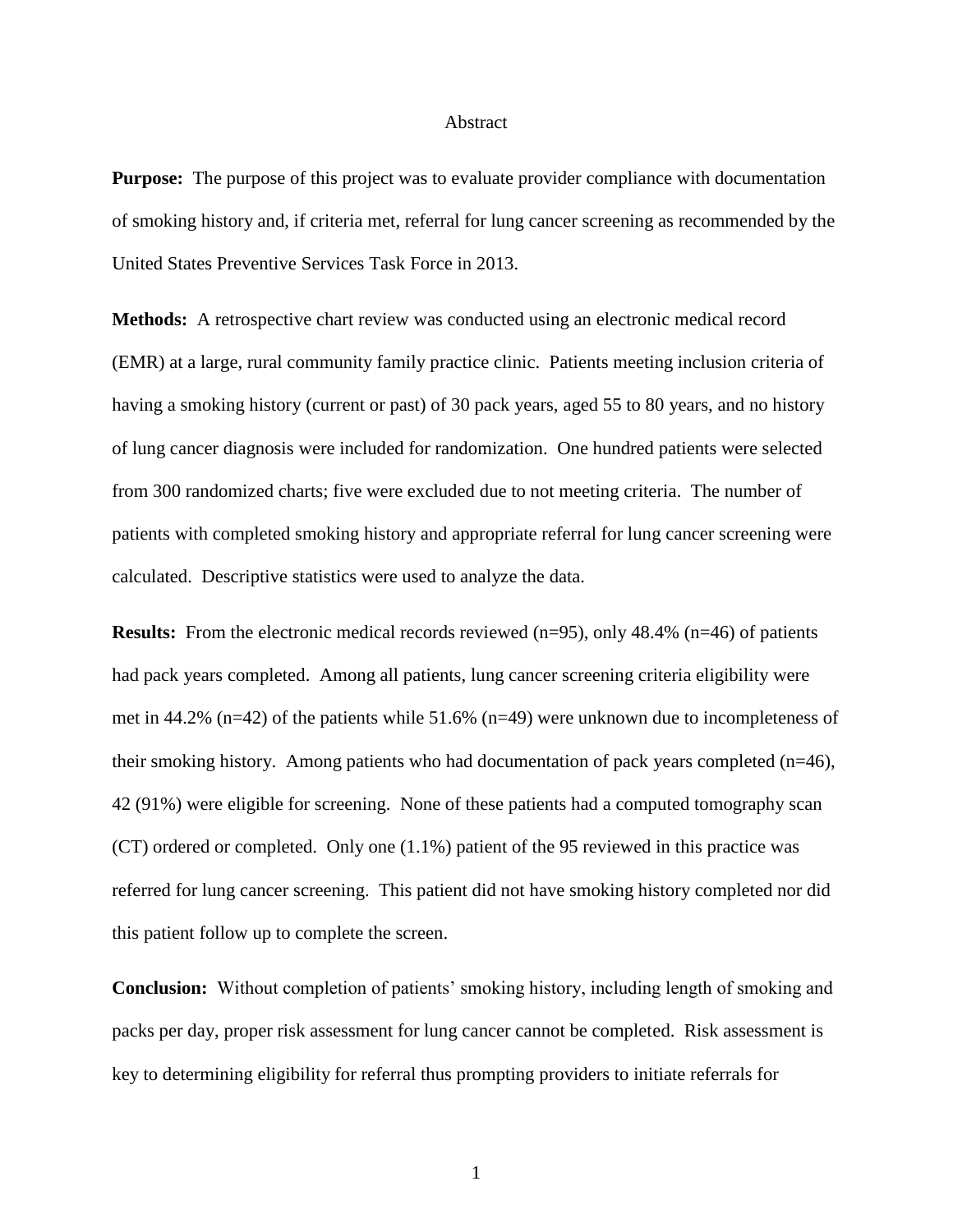# Abstract

**Purpose:** The purpose of this project was to evaluate provider compliance with documentation of smoking history and, if criteria met, referral for lung cancer screening as recommended by the United States Preventive Services Task Force in 2013.

**Methods:** A retrospective chart review was conducted using an electronic medical record (EMR) at a large, rural community family practice clinic. Patients meeting inclusion criteria of having a smoking history (current or past) of 30 pack years, aged 55 to 80 years, and no history of lung cancer diagnosis were included for randomization. One hundred patients were selected from 300 randomized charts; five were excluded due to not meeting criteria. The number of patients with completed smoking history and appropriate referral for lung cancer screening were calculated. Descriptive statistics were used to analyze the data.

**Results:** From the electronic medical records reviewed (n=95), only 48.4% (n=46) of patients had pack years completed. Among all patients, lung cancer screening criteria eligibility were met in 44.2% (n=42) of the patients while 51.6% (n=49) were unknown due to incompleteness of their smoking history. Among patients who had documentation of pack years completed (n=46), 42 (91%) were eligible for screening. None of these patients had a computed tomography scan (CT) ordered or completed. Only one (1.1%) patient of the 95 reviewed in this practice was referred for lung cancer screening. This patient did not have smoking history completed nor did this patient follow up to complete the screen.

**Conclusion:** Without completion of patients' smoking history, including length of smoking and packs per day, proper risk assessment for lung cancer cannot be completed. Risk assessment is key to determining eligibility for referral thus prompting providers to initiate referrals for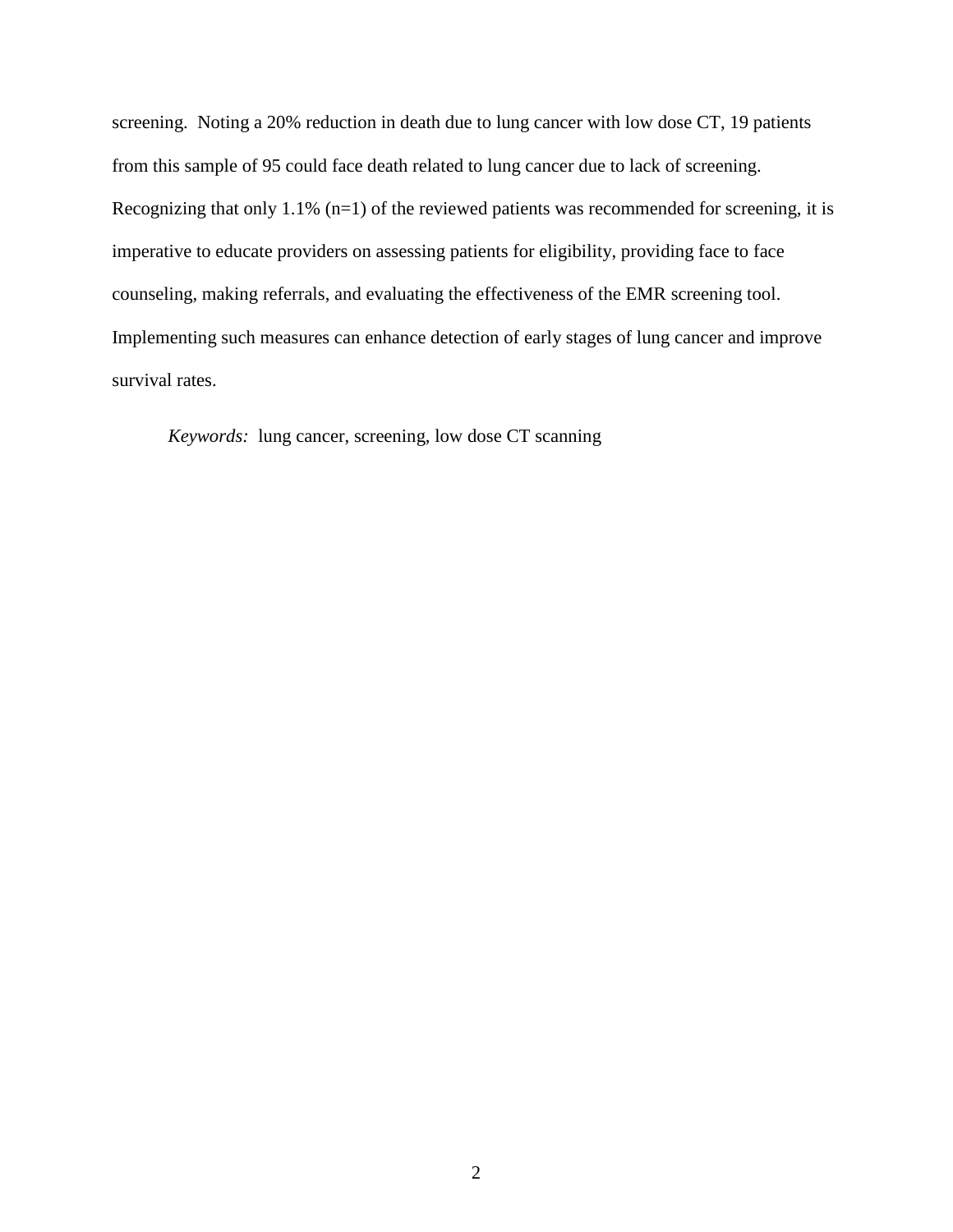screening.  Noting a 20% reduction in death due to lung cancer with low dose CT, 19 patients from this sample of 95 could face death related to lung cancer due to lack of screening. Recognizing that only 1.1% (n=1) of the reviewed patients was recommended for screening, it is imperative to educate providers on assessing patients for eligibility, providing face to face counseling, making referrals, and evaluating the effectiveness of the EMR screening tool. Implementing such measures can enhance detection of early stages of lung cancer and improve survival rates.

*Keywords:* lung cancer, screening, low dose CT scanning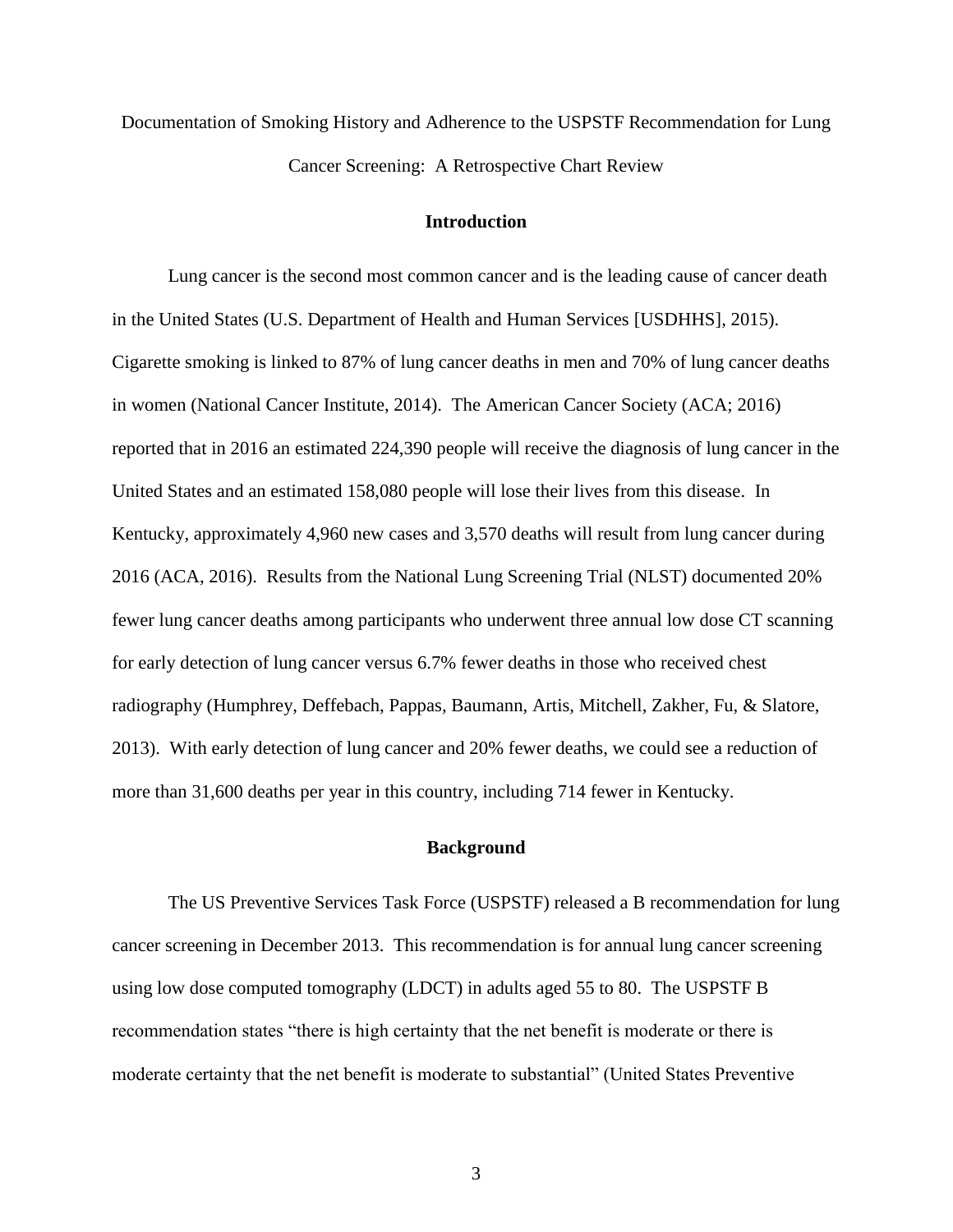Documentation of Smoking History and Adherence to the USPSTF Recommendation for Lung Cancer Screening: A Retrospective Chart Review

## Introduction

Lung cancer is the second most common cancer and is the leading cause of cancer death in the United States (U.S. Department of Health and Human Services [USDHHS], 2015). Cigarette smoking is linked to 87% of lung cancer deaths in men and 70% of lung cancer deaths in women (National Cancer Institute, 2014). The American Cancer Society (ACA; 2016) reported that in 2016 an estimated 224,390 people will receive the diagnosis of lung cancer in the United States and an estimated 158,080 people will lose their lives from this disease. In Kentucky, approximately 4,960 new cases and 3,570 deaths will result from lung cancer during 2016 (ACA, 2016). Results from the National Lung Screening Trial (NLST) documented 20% fewer lung cancer deaths among participants who underwent three annual low dose CT scanning for early detection of lung cancer versus 6.7% fewer deaths in those who received chest radiography (Humphrey, Deffebach, Pappas, Baumann, Artis, Mitchell, Zakher, Fu, & Slatore, 2013). With early detection of lung cancer and 20% fewer deaths, we could see a reduction of more than 31,600 deaths per year in this country, including 714 fewer in Kentucky.

## Background

The US Preventive Services Task Force (USPSTF) released a B recommendation for lung cancer screening in December 2013. This recommendation is for annual lung cancer screening using low dose computed tomography (LDCT) in adults aged 55 to 80. The USPSTF B recommendation states "there is high certainty that the net benefit is moderate or there is moderate certainty that the net benefit is moderate to substantial" (United States Preventive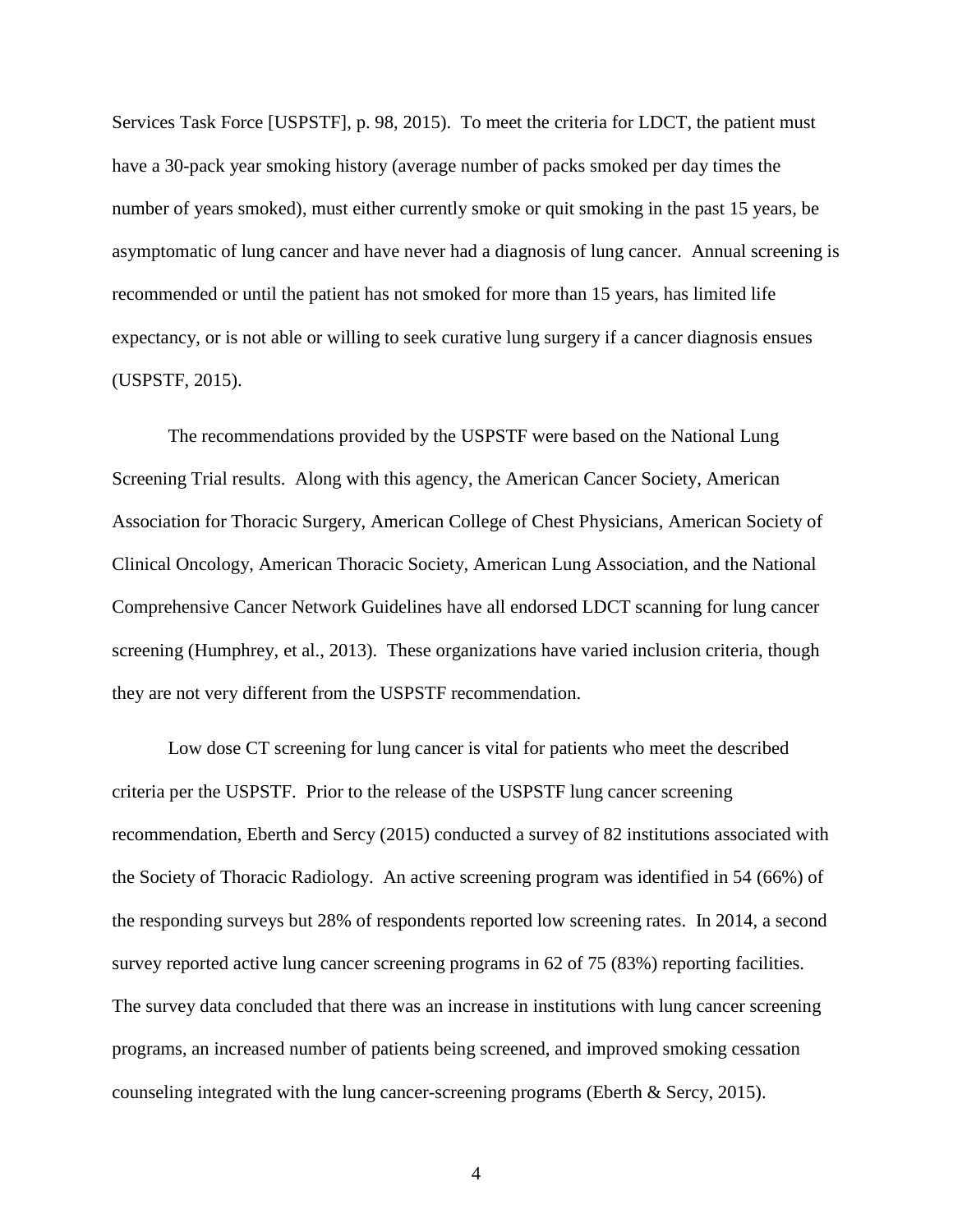Services Task Force [USPSTF], p. 98, 2015). To meet the criteria for LDCT, the patient must have a 30-pack year smoking history (average number of packs smoked per day times the number of years smoked), must either currently smoke or quit smoking in the past 15 years, be asymptomatic of lung cancer and have never had a diagnosis of lung cancer. Annual screening is recommended or until the patient has not smoked for more than 15 years, has limited life expectancy, or is not able or willing to seek curative lung surgery if a cancer diagnosis ensues (USPSTF, 2015).

The recommendations provided by the USPSTF were based on the National Lung Screening Trial results. Along with this agency, the American Cancer Society, American Association for Thoracic Surgery, American College of Chest Physicians, American Society of Clinical Oncology, American Thoracic Society, American Lung Association, and the National Comprehensive Cancer Network Guidelines have all endorsed LDCT scanning for lung cancer screening (Humphrey, et al., 2013). These organizations have varied inclusion criteria, though they are not very different from the USPSTF recommendation.

Low dose CT screening for lung cancer is vital for patients who meet the described criteria per the USPSTF. Prior to the release of the USPSTF lung cancer screening recommendation, Eberth and Sercy (2015) conducted a survey of 82 institutions associated with the Society of Thoracic Radiology. An active screening program was identified in 54 (66%) of the responding surveys but 28% of respondents reported low screening rates. In 2014, a second survey reported active lung cancer screening programs in 62 of 75 (83%) reporting facilities. The survey data concluded that there was an increase in institutions with lung cancer screening programs, an increased number of patients being screened, and improved smoking cessation counseling integrated with the lung cancer-screening programs (Eberth & Sercy, 2015).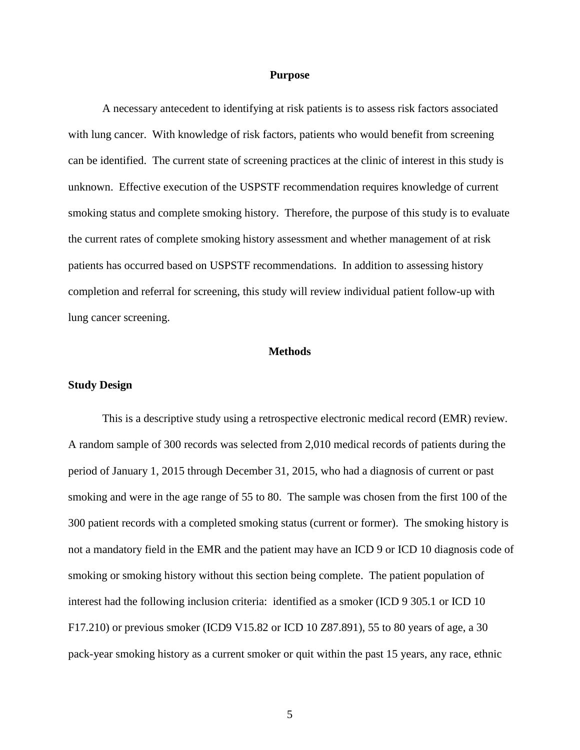## Purpose

A necessary antecedent to identifying at risk patients is to assess risk factors associated with lung cancer. With knowledge of risk factors, patients who would benefit from screening can be identified. The current state of screening practices at the clinic of interest in this study is unknown. Effective execution of the USPSTF recommendation requires knowledge of current smoking status and complete smoking history. Therefore, the purpose of this study is to evaluate the current rates of complete smoking history assessment and whether management of at risk patients has occurred based on USPSTF recommendations. In addition to assessing history completion and referral for screening, this study will review individual patient follow-up with lung cancer screening.

## Methods

### Study Design

This is a descriptive study using a retrospective electronic medical record (EMR) review. A random sample of 300 records was selected from 2,010 medical records of patients during the period of January 1, 2015 through December 31, 2015, who had a diagnosis of current or past smoking and were in the age range of 55 to 80. The sample was chosen from the first 100 of the 300 patient records with a completed smoking status (current or former). The smoking history is not a mandatory field in the EMR and the patient may have an ICD 9 or ICD 10 diagnosis code of smoking or smoking history without this section being complete. The patient population of interest had the following inclusion criteria: identified as a smoker (ICD 9 305.1 or ICD 10 F17.210) or previous smoker (ICD9 V15.82 or ICD 10 Z87.891), 55 to 80 years of age, a 30 pack-year smoking history as a current smoker or quit within the past 15 years, any race, ethnic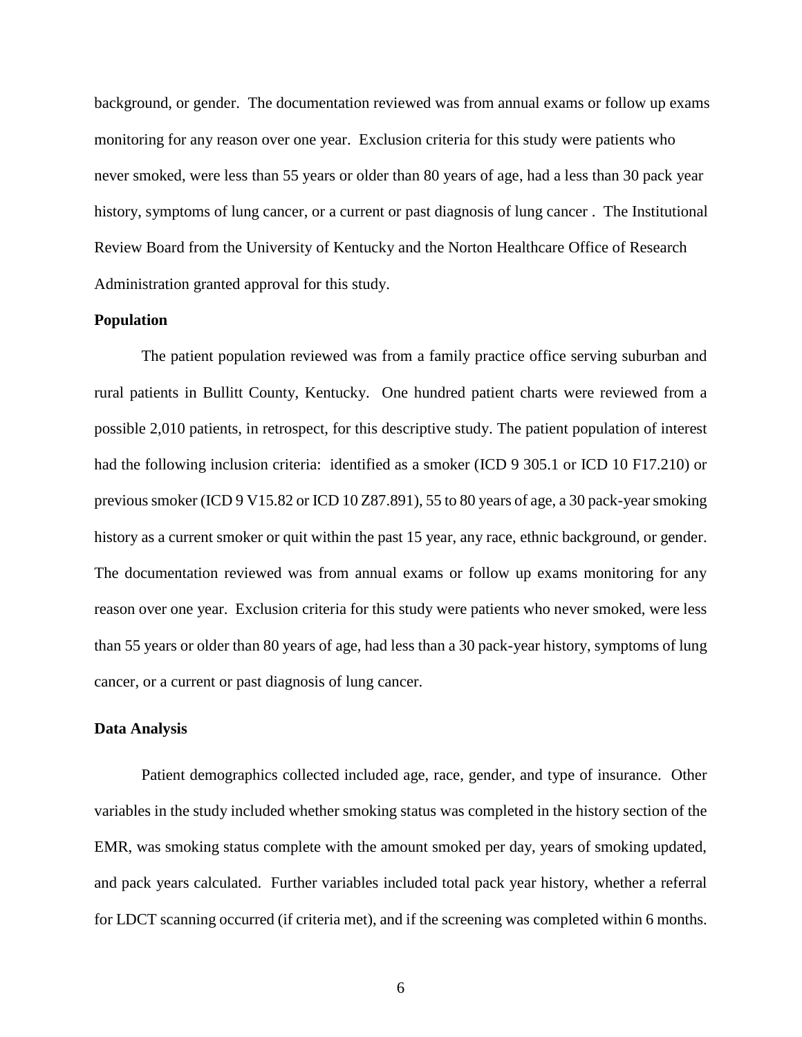background, or gender. The documentation reviewed was from annual exams or follow up exams monitoring for any reason over one year. Exclusion criteria for this study were patients who never smoked, were less than 55 years or older than 80 years of age, had a less than 30 pack year history, symptoms of lung cancer, or a current or past diagnosis of lung cancer . The Institutional Review Board from the University of Kentucky and the Norton Healthcare Office of Research Administration granted approval for this study.

**Population**

The patient population reviewed was from a family practice office serving suburban and rural patients in Bullitt County, Kentucky. One hundred patient charts were reviewed from a possible 2,010 patients, in retrospect, for this descriptive study. The patient population of interest had the following inclusion criteria: identified as a smoker (ICD 9 305.1 or ICD 10 F17.210) or previous smoker (ICD 9 V15.82 or ICD 10 Z87.891), 55 to 80 years of age, a 30 pack-year smoking history as a current smoker or quit within the past 15 year, any race, ethnic background, or gender. The documentation reviewed was from annual exams or follow up exams monitoring for any reason over one year. Exclusion criteria for this study were patients who never smoked, were less than 55 years or older than 80 years of age, had less than a 30 pack-year history, symptoms of lung cancer, or a current or past diagnosis of lung cancer.

**Data Analysis**

Patient demographics collected included age, race, gender, and type of insurance. Other variables in the study included whether smoking status was completed in the history section of the EMR, was smoking status complete with the amount smoked per day, years of smoking updated, and pack years calculated. Further variables included total pack year history, whether a referral for LDCT scanning occurred (if criteria met), and if the screening was completed within 6 months.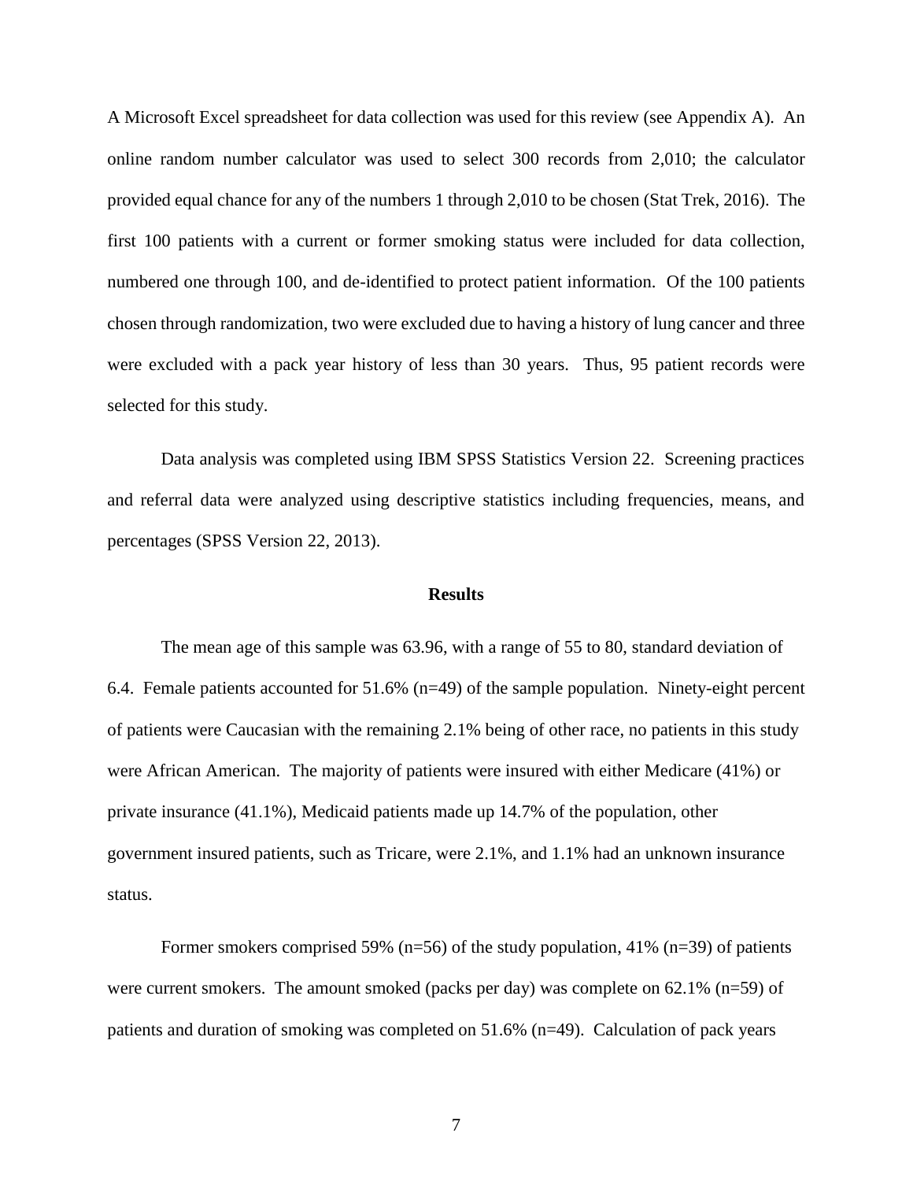A Microsoft Excel spreadsheet for data collection was used for this review (see Appendix A). An online random number calculator was used to select 300 records from 2,010; the calculator provided equal chance for any of the numbers 1 through 2,010 to be chosen (Stat Trek, 2016). The first 100 patients with a current or former smoking status were included for data collection, numbered one through 100, and de-identified to protect patient information. Of the 100 patients chosen through randomization, two were excluded due to having a history of lung cancer and three were excluded with a pack year history of less than 30 years. Thus, 95 patient records were selected for this study.

Data analysis was completed using IBM SPSS Statistics Version 22. Screening practices and referral data were analyzed using descriptive statistics including frequencies, means, and percentages (SPSS Version 22, 2013).

## Results

The mean age of this sample was 63.96, with a range of 55 to 80, standard deviation of 6.4. Female patients accounted for 51.6% (n=49) of the sample population. Ninety-eight percent of patients were Caucasian with the remaining 2.1% being of other race, no patients in this study were African American. The majority of patients were insured with either Medicare (41%) or private insurance (41.1%), Medicaid patients made up 14.7% of the population, other government insured patients, such as Tricare, were 2.1%, and 1.1% had an unknown insurance status.

Former smokers comprised 59% (n=56) of the study population, 41% (n=39) of patients were current smokers. The amount smoked (packs per day) was complete on 62.1% (n=59) of patients and duration of smoking was completed on 51.6% (n=49). Calculation of pack years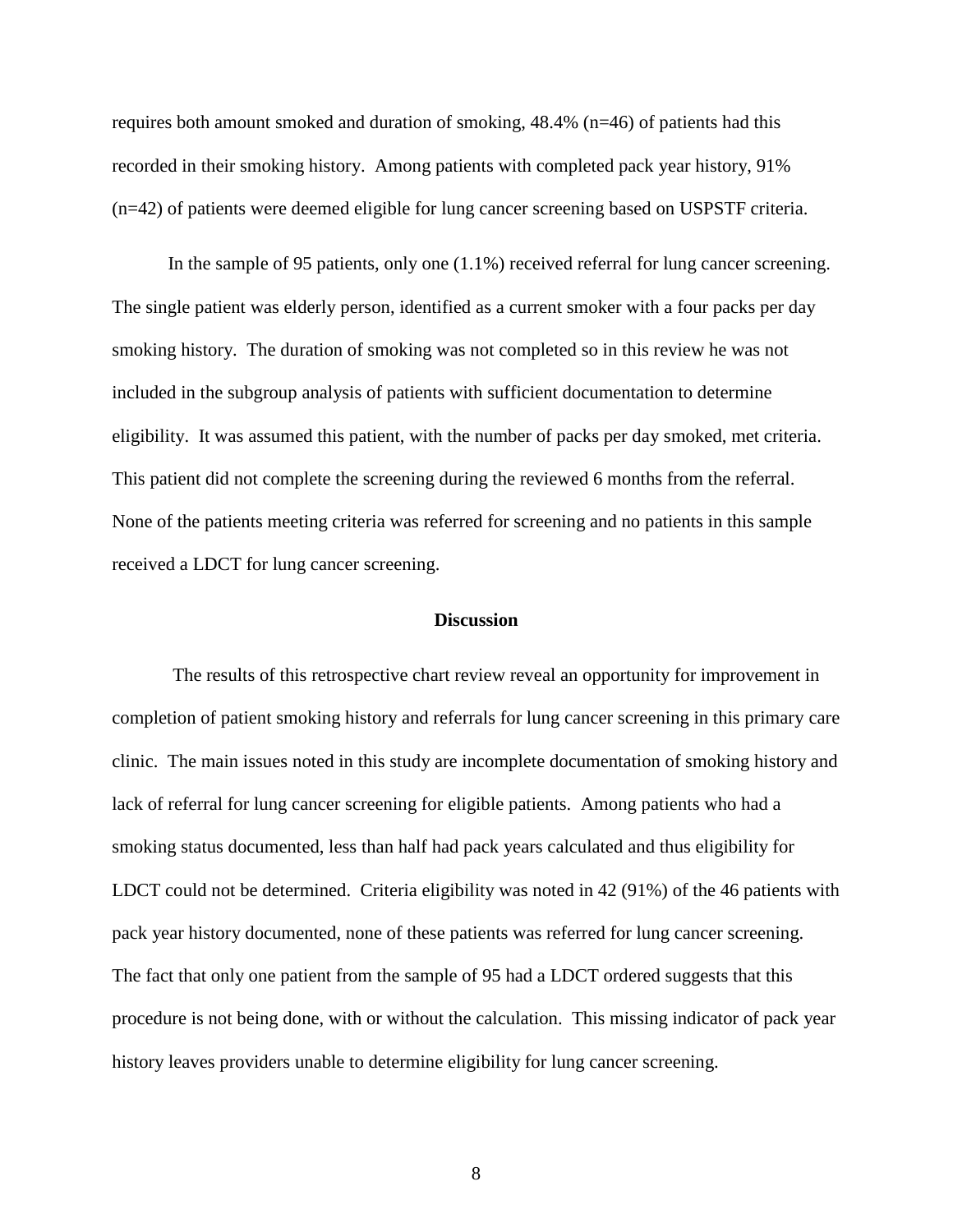requires both amount smoked and duration of smoking, 48.4% (n=46) of patients had this recorded in their smoking history. Among patients with completed pack year history, 91% (n=42) of patients were deemed eligible for lung cancer screening based on USPSTF criteria.

In the sample of 95 patients, only one (1.1%) received referral for lung cancer screening. The single patient was elderly person, identified as a current smoker with a four packs per day smoking history. The duration of smoking was not completed so in this review he was not included in the subgroup analysis of patients with sufficient documentation to determine eligibility. It was assumed this patient, with the number of packs per day smoked, met criteria. This patient did not complete the screening during the reviewed 6 months from the referral. None of the patients meeting criteria was referred for screening and no patients in this sample received a LDCT for lung cancer screening.

## Discussion

The results of this retrospective chart review reveal an opportunity for improvement in completion of patient smoking history and referrals for lung cancer screening in this primary care clinic. The main issues noted in this study are incomplete documentation of smoking history and lack of referral for lung cancer screening for eligible patients. Among patients who had a smoking status documented, less than half had pack years calculated and thus eligibility for LDCT could not be determined. Criteria eligibility was noted in 42 (91%) of the 46 patients with pack year history documented, none of these patients was referred for lung cancer screening. The fact that only one patient from the sample of 95 had a LDCT ordered suggests that this procedure is not being done, with or without the calculation. This missing indicator of pack year history leaves providers unable to determine eligibility for lung cancer screening.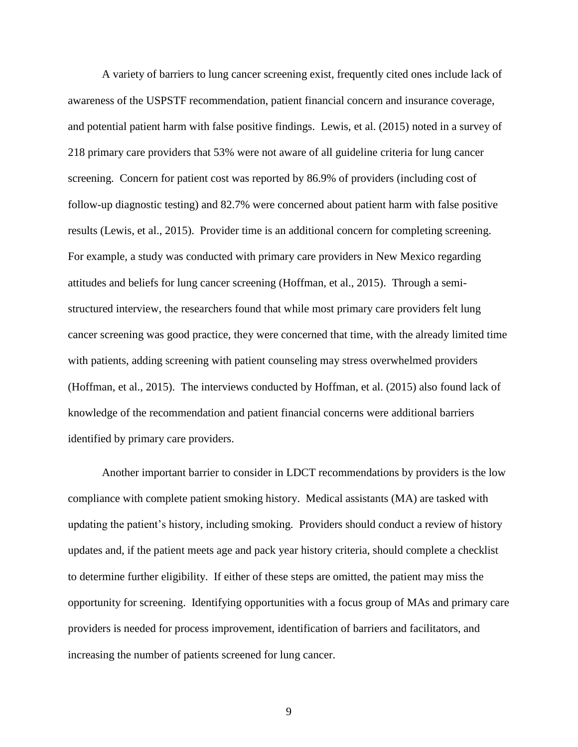A variety of barriers to lung cancer screening exist, frequently cited ones include lack of awareness of the USPSTF recommendation, patient financial concern and insurance coverage, and potential patient harm with false positive findings. Lewis, et al. (2015) noted in a survey of 218 primary care providers that 53% were not aware of all guideline criteria for lung cancer screening. Concern for patient cost was reported by 86.9% of providers (including cost of follow-up diagnostic testing) and 82.7% were concerned about patient harm with false positive results (Lewis, et al., 2015). Provider time is an additional concern for completing screening. For example, a study was conducted with primary care providers in New Mexico regarding attitudes and beliefs for lung cancer screening (Hoffman, et al., 2015). Through a semi-structured interview, the researchers found that while most primary care providers felt lung cancer screening was good practice, they were concerned that time, with the already limited time with patients, adding screening with patient counseling may stress overwhelmed providers (Hoffman, et al., 2015). The interviews conducted by Hoffman, et al. (2015) also found lack of knowledge of the recommendation and patient financial concerns were additional barriers identified by primary care providers.

Another important barrier to consider in LDCT recommendations by providers is the low compliance with complete patient smoking history. Medical assistants (MA) are tasked with updating the patient's history, including smoking. Providers should conduct a review of history updates and, if the patient meets age and pack year history criteria, should complete a checklist to determine further eligibility. If either of these steps are omitted, the patient may miss the opportunity for screening. Identifying opportunities with a focus group of MAs and primary care providers is needed for process improvement, identification of barriers and facilitators, and increasing the number of patients screened for lung cancer.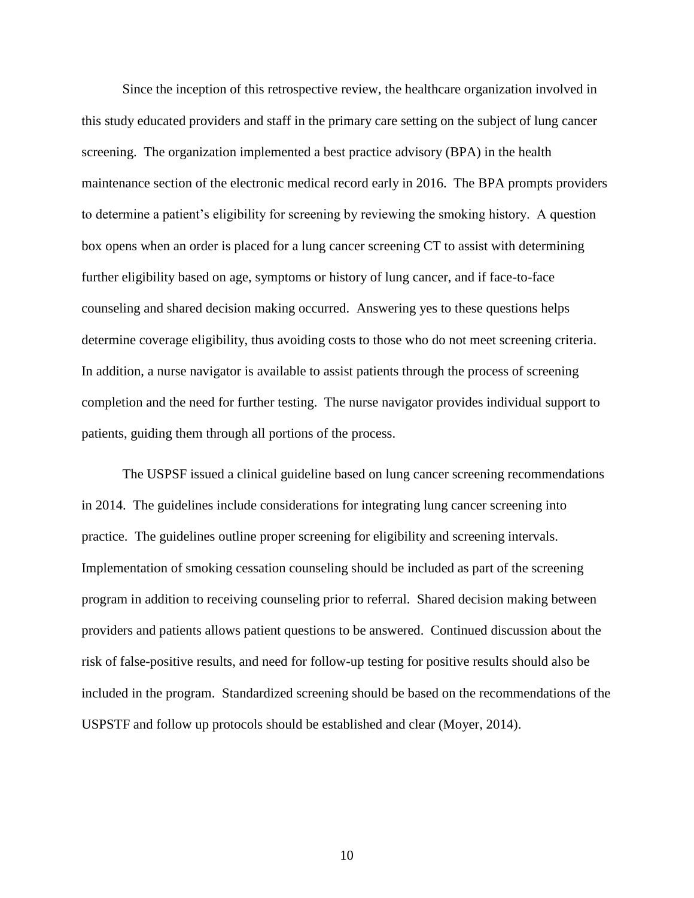Since the inception of this retrospective review, the healthcare organization involved in this study educated providers and staff in the primary care setting on the subject of lung cancer screening. The organization implemented a best practice advisory (BPA) in the health maintenance section of the electronic medical record early in 2016. The BPA prompts providers to determine a patient's eligibility for screening by reviewing the smoking history. A question box opens when an order is placed for a lung cancer screening CT to assist with determining further eligibility based on age, symptoms or history of lung cancer, and if face-to-face counseling and shared decision making occurred. Answering yes to these questions helps determine coverage eligibility, thus avoiding costs to those who do not meet screening criteria. In addition, a nurse navigator is available to assist patients through the process of screening completion and the need for further testing. The nurse navigator provides individual support to patients, guiding them through all portions of the process.

The USPSF issued a clinical guideline based on lung cancer screening recommendations in 2014. The guidelines include considerations for integrating lung cancer screening into practice. The guidelines outline proper screening for eligibility and screening intervals. Implementation of smoking cessation counseling should be included as part of the screening program in addition to receiving counseling prior to referral. Shared decision making between providers and patients allows patient questions to be answered. Continued discussion about the risk of false-positive results, and need for follow-up testing for positive results should also be included in the program. Standardized screening should be based on the recommendations of the USPSTF and follow up protocols should be established and clear (Moyer, 2014).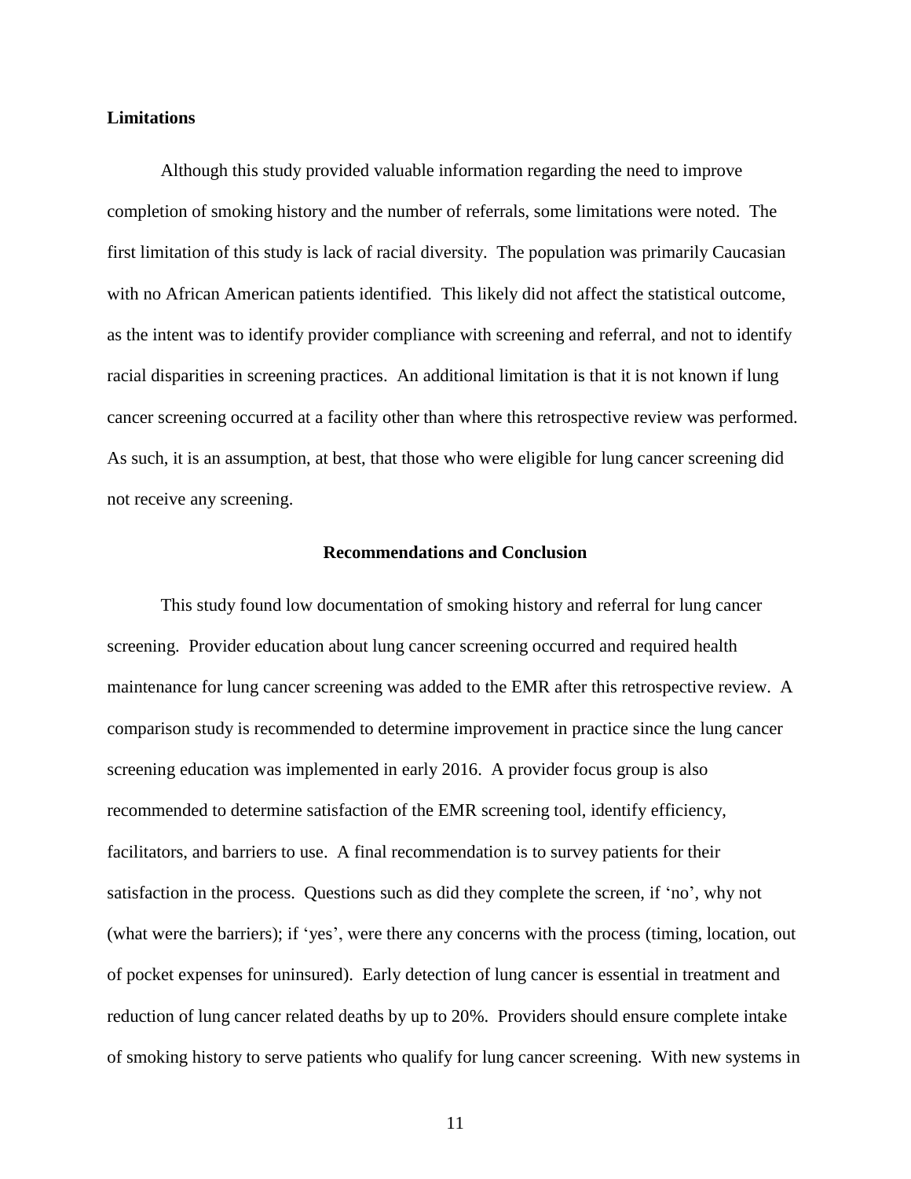**Limitations**

Although this study provided valuable information regarding the need to improve completion of smoking history and the number of referrals, some limitations were noted. The first limitation of this study is lack of racial diversity. The population was primarily Caucasian with no African American patients identified. This likely did not affect the statistical outcome, as the intent was to identify provider compliance with screening and referral, and not to identify racial disparities in screening practices. An additional limitation is that it is not known if lung cancer screening occurred at a facility other than where this retrospective review was performed. As such, it is an assumption, at best, that those who were eligible for lung cancer screening did not receive any screening.

## Recommendations and Conclusion

This study found low documentation of smoking history and referral for lung cancer screening. Provider education about lung cancer screening occurred and required health maintenance for lung cancer screening was added to the EMR after this retrospective review. A comparison study is recommended to determine improvement in practice since the lung cancer screening education was implemented in early 2016. A provider focus group is also recommended to determine satisfaction of the EMR screening tool, identify efficiency, facilitators, and barriers to use. A final recommendation is to survey patients for their satisfaction in the process. Questions such as did they complete the screen, if 'no', why not (what were the barriers); if 'yes', were there any concerns with the process (timing, location, out of pocket expenses for uninsured). Early detection of lung cancer is essential in treatment and reduction of lung cancer related deaths by up to 20%. Providers should ensure complete intake of smoking history to serve patients who qualify for lung cancer screening. With new systems in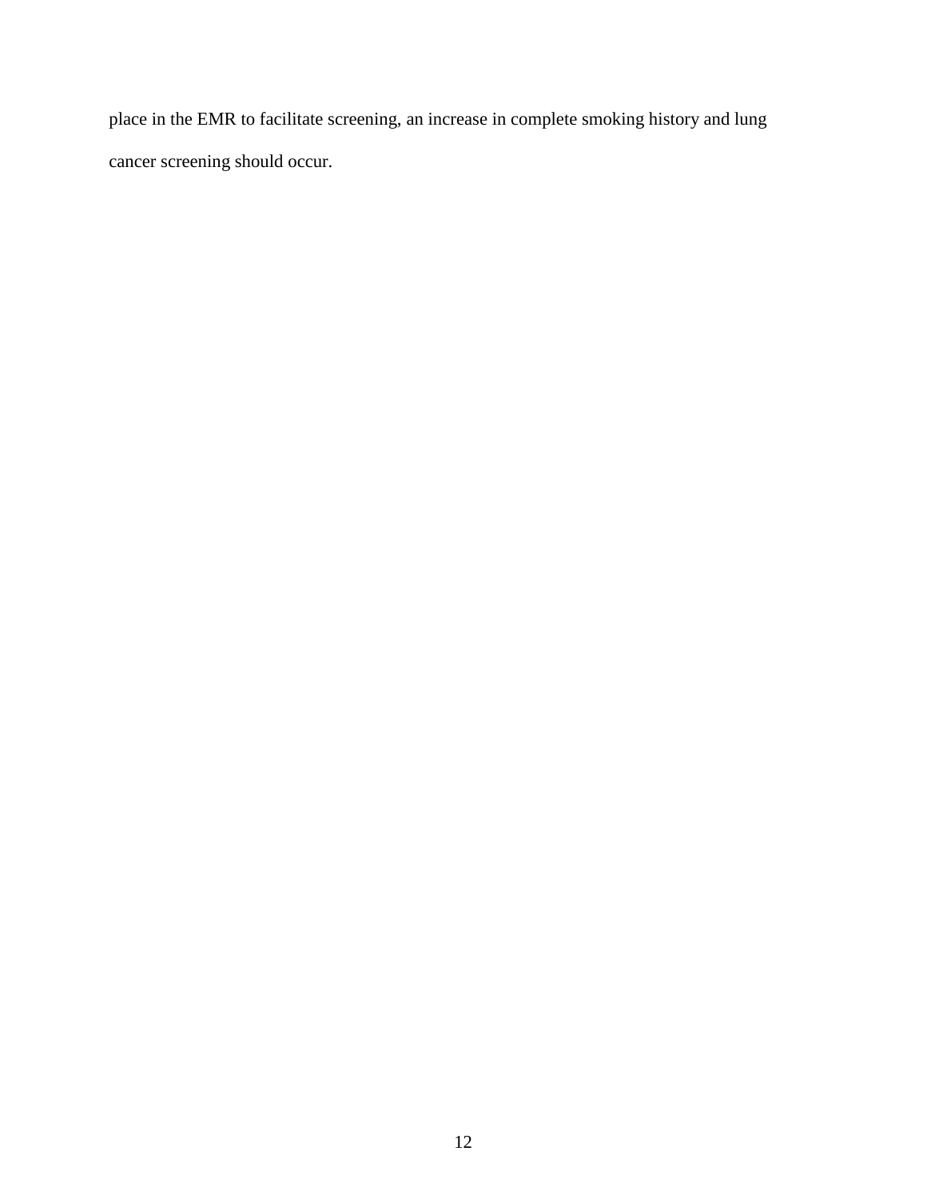place in the EMR to facilitate screening, an increase in complete smoking history and lung cancer screening should occur.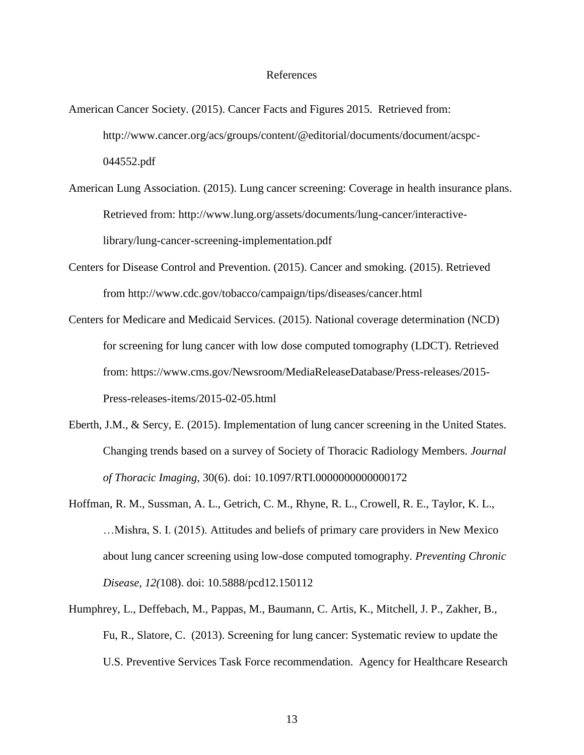# References

American Cancer Society. (2015). Cancer Facts and Figures 2015. Retrieved from: http://www.cancer.org/acs/groups/content/@editorial/documents/document/acspc-044552.pdf

American Lung Association. (2015). Lung cancer screening: Coverage in health insurance plans. Retrieved from: http://www.lung.org/assets/documents/lung-cancer/interactive-library/lung-cancer-screening-implementation.pdf

Centers for Disease Control and Prevention. (2015). Cancer and smoking. (2015). Retrieved from http://www.cdc.gov/tobacco/campaign/tips/diseases/cancer.html

Centers for Medicare and Medicaid Services. (2015). National coverage determination (NCD) for screening for lung cancer with low dose computed tomography (LDCT). Retrieved from: https://www.cms.gov/Newsroom/MediaReleaseDatabase/Press-releases/2015-Press-releases-items/2015-02-05.html

Eberth, J.M., & Sercy, E. (2015). Implementation of lung cancer screening in the United States. Changing trends based on a survey of Society of Thoracic Radiology Members. *Journal of Thoracic Imaging,* 30(6). doi: 10.1097/RTI.0000000000000172

Hoffman, R. M., Sussman, A. L., Getrich, C. M., Rhyne, R. L., Crowell, R. E., Taylor, K. L., …Mishra, S. I. (2015). Attitudes and beliefs of primary care providers in New Mexico about lung cancer screening using low-dose computed tomography. *Preventing Chronic Disease, 12(*108). doi: 10.5888/pcd12.150112

Humphrey, L., Deffebach, M., Pappas, M., Baumann, C. Artis, K., Mitchell, J. P., Zakher, B., Fu, R., Slatore, C. (2013). Screening for lung cancer: Systematic review to update the U.S. Preventive Services Task Force recommendation. Agency for Healthcare Research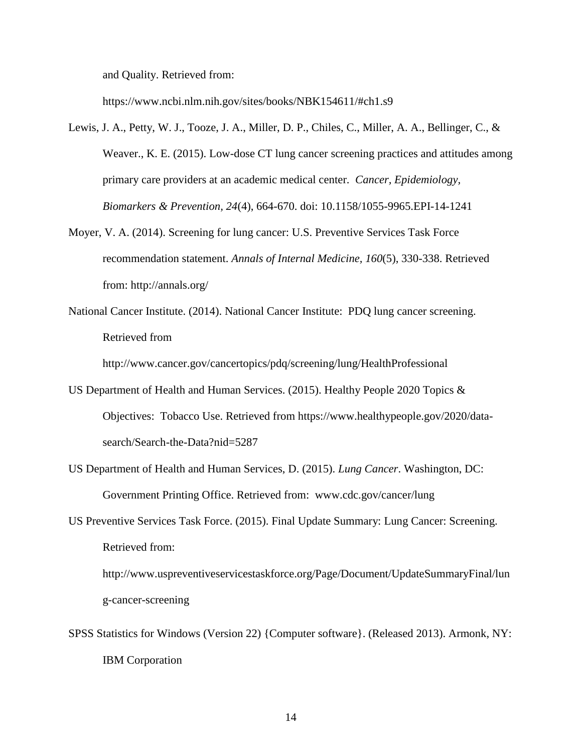and Quality. Retrieved from: https://www.ncbi.nlm.nih.gov/sites/books/NBK154611/#ch1.s9

Lewis, J. A., Petty, W. J., Tooze, J. A., Miller, D. P., Chiles, C., Miller, A. A., Bellinger, C., & Weaver., K. E. (2015). Low-dose CT lung cancer screening practices and attitudes among primary care providers at an academic medical center. *Cancer, Epidemiology, Biomarkers & Prevention, 24*(4), 664-670. doi: 10.1158/1055-9965.EPI-14-1241

Moyer, V. A. (2014). Screening for lung cancer: U.S. Preventive Services Task Force recommendation statement. *Annals of Internal Medicine, 160*(5), 330-338. Retrieved from: http://annals.org/

National Cancer Institute. (2014). National Cancer Institute: PDQ lung cancer screening. Retrieved from http://www.cancer.gov/cancertopics/pdq/screening/lung/HealthProfessional

US Department of Health and Human Services. (2015). Healthy People 2020 Topics & Objectives: Tobacco Use. Retrieved from https://www.healthypeople.gov/2020/data-search/Search-the-Data?nid=5287

US Department of Health and Human Services, D. (2015). *Lung Cancer*. Washington, DC: Government Printing Office. Retrieved from: www.cdc.gov/cancer/lung

US Preventive Services Task Force. (2015). Final Update Summary: Lung Cancer: Screening. Retrieved from: http://www.uspreventiveservicestaskforce.org/Page/Document/UpdateSummaryFinal/lung-cancer-screening

SPSS Statistics for Windows (Version 22) {Computer software}. (Released 2013). Armonk, NY: IBM Corporation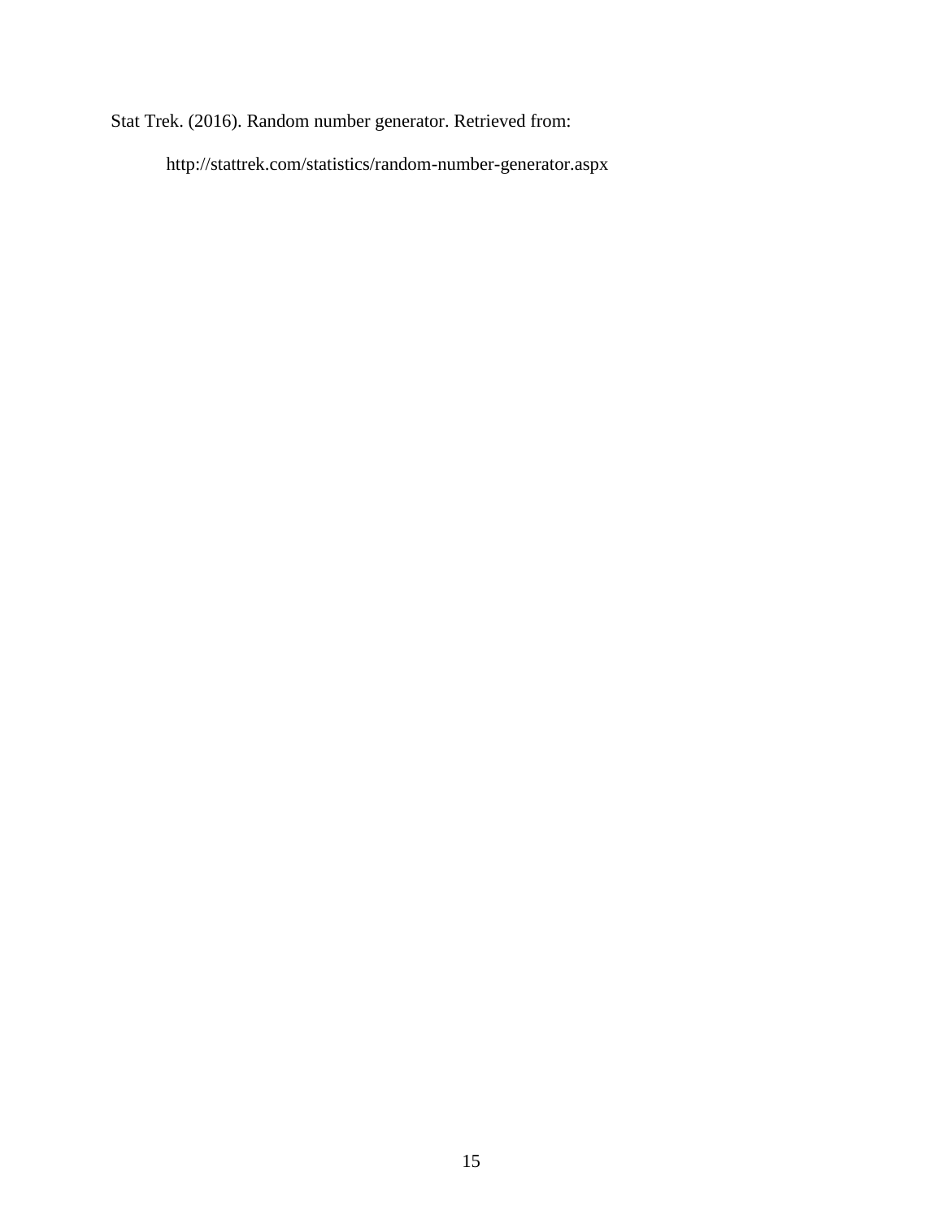Stat Trek. (2016). Random number generator. Retrieved from:

http://stattrek.com/statistics/random-number-generator.aspx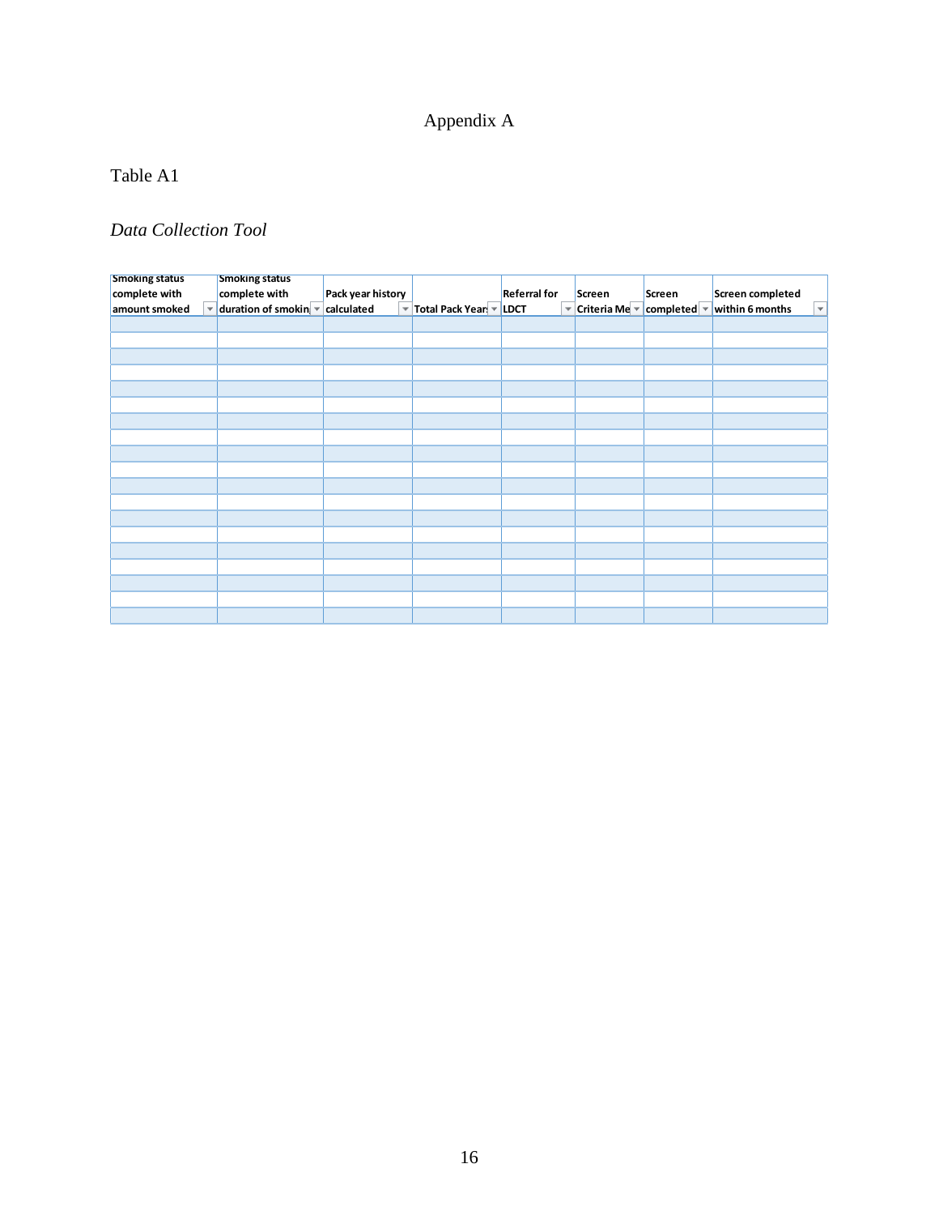# Appendix A

Table A1

*Data Collection Tool*

| Smoking status complete with amount smoked | Smoking status complete with duration of smokin | Pack year history calculated | Total Pack Year | Referral for LDCT | Screen Criteria Me | Screen completed | Screen completed within 6 months |
|---|---|---|---|---|---|---|---|
| | | | | | | | |
| | | | | | | | |
| | | | | | | | |
| | | | | | | | |
| | | | | | | | |
| | | | | | | | |
| | | | | | | | |
| | | | | | | | |
| | | | | | | | |
| | | | | | | | |
| | | | | | | | |
| | | | | | | | |
| | | | | | | | |
| | | | | | | | |
| | | | | | | | |
| | | | | | | | |
| | | | | | | | |
| | | | | | | | |
| | | | | | | | |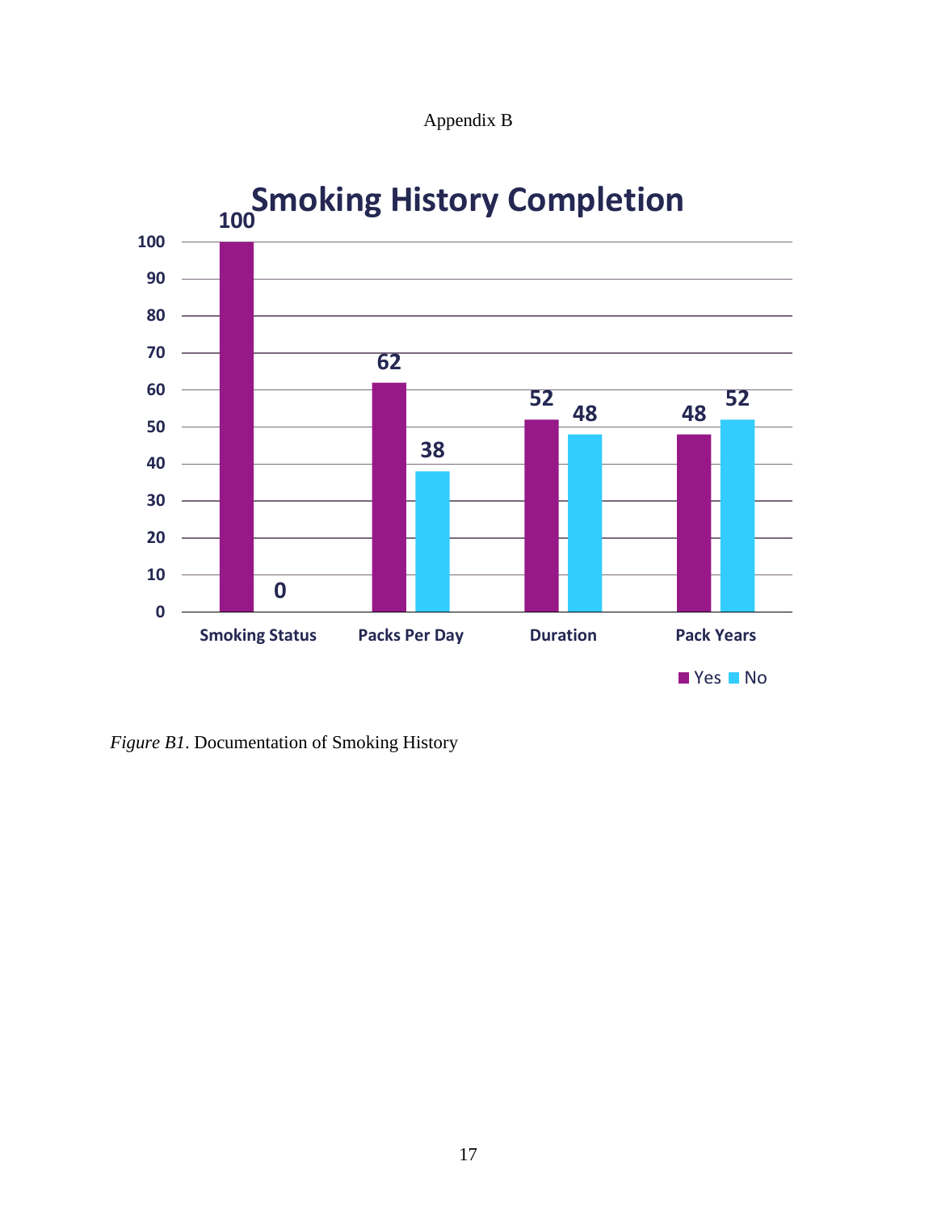Appendix B

**Smoking History Completion**

| | Yes | No |
|---|---|---|
| Smoking Status | 100 | 0 |
| Packs Per Day | 62 | 38 |
| Duration | 52 | 48 |
| Pack Years | 48 | 52 |

*Figure B1*. Documentation of Smoking History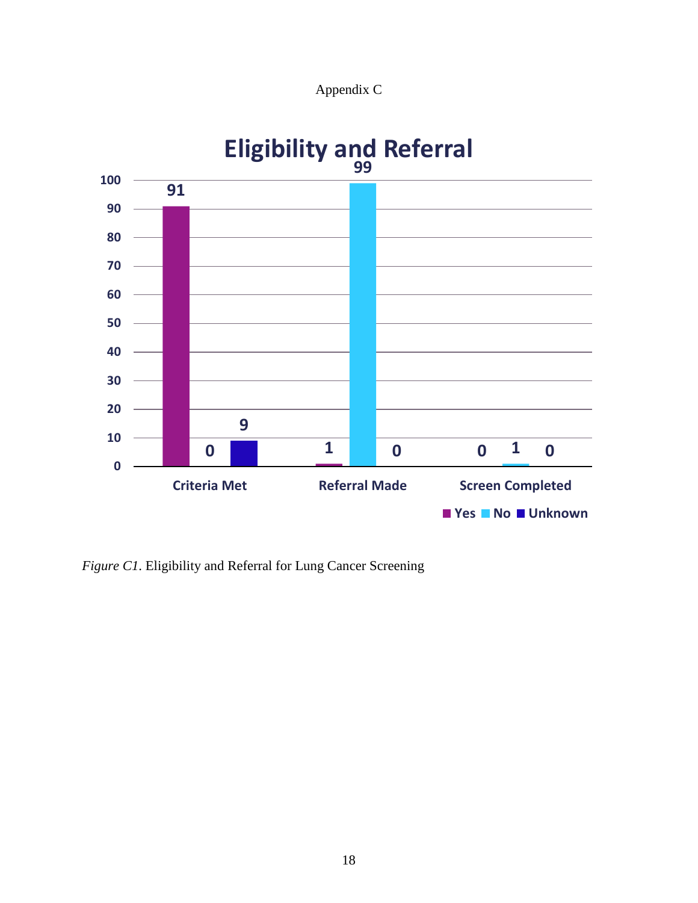Appendix C

Eligibility and Referral

100
90
80
70
60
50
40
30
20
10
0

91
0
9
1
99
0
0
1
0

Criteria Met
Referral Made
Screen Completed

Yes No Unknown

*Figure C1*. Eligibility and Referral for Lung Cancer Screening